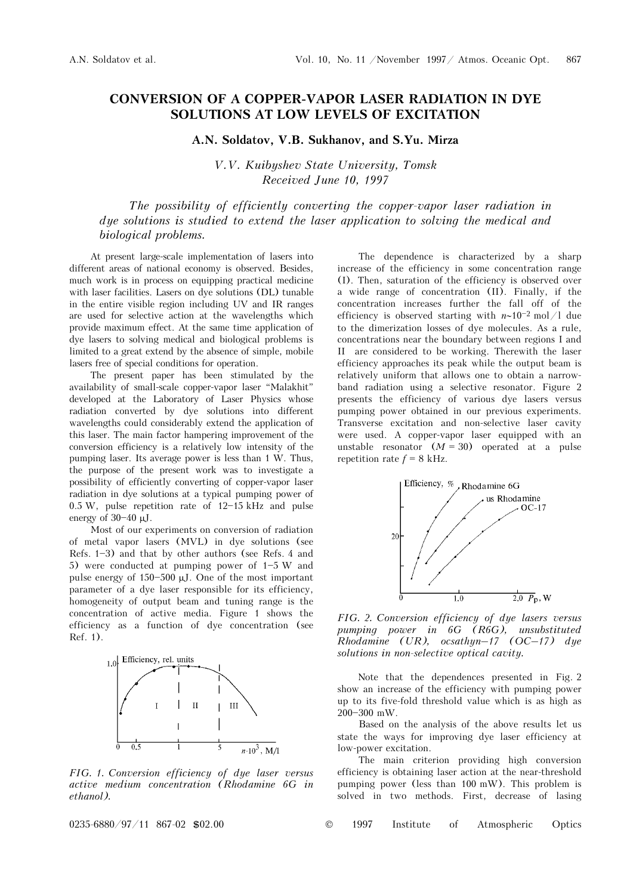# CONVERSION OF A COPPER-VAPOR LASER RADIATION IN DYE SOLUTIONS AT LOW LEVELS OF EXCITATION

**A.N. Soldatov, V.B. Sukhanov, and S.Yu. Mirza**

*V.V. Kuibyshev State University, Tomsk*
*Received June 10, 1997*

*The possibility of efficiently converting the copper-vapor laser radiation in dye solutions is studied to extend the laser application to solving the medical and biological problems.*

At present large-scale implementation of lasers into different areas of national economy is observed. Besides, much work is in process on equipping practical medicine with laser facilities. Lasers on dye solutions (DL) tunable in the entire visible region including UV and IR ranges are used for selective action at the wavelengths which provide maximum effect. At the same time application of dye lasers to solving medical and biological problems is limited to a great extend by the absence of simple, mobile lasers free of special conditions for operation.

The present paper has been stimulated by the availability of small-scale copper-vapor laser "Malakhit" developed at the Laboratory of Laser Physics whose radiation converted by dye solutions into different wavelengths could considerably extend the application of this laser. The main factor hampering improvement of the conversion efficiency is a relatively low intensity of the pumping laser. Its average power is less than 1 W. Thus, the purpose of the present work was to investigate a possibility of efficiently converting of copper-vapor laser radiation in dye solutions at a typical pumping power of 0.5 W, pulse repetition rate of 12–15 kHz and pulse energy of 30–40 μJ.

Most of our experiments on conversion of radiation of metal vapor lasers (MVL) in dye solutions (see Refs. 1–3) and that by other authors (see Refs. 4 and 5) were conducted at pumping power of 1–5 W and pulse energy of 150–500 μJ. One of the most important parameter of a dye laser responsible for its efficiency, homogeneity of output beam and tuning range is the concentration of active media. Figure 1 shows the efficiency as a function of dye concentration (see Ref. 1).

Efficiency, rel. units
1.0
I
II
III
0
0,5
1
5
$n \cdot 10^3$, M/l

*FIG. 1. Conversion efficiency of dye laser versus active medium concentration (Rhodamine 6G in ethanol).*

The dependence is characterized by a sharp increase of the efficiency in some concentration range (I). Then, saturation of the efficiency is observed over a wide range of concentration (II). Finally, if the concentration increases further the fall off of the efficiency is observed starting with $n \sim 10^{-2}$ mol/l due to the dimerization losses of dye molecules. As a rule, concentrations near the boundary between regions I and II are considered to be working. Therewith the laser efficiency approaches its peak while the output beam is relatively uniform that allows one to obtain a narrow-band radiation using a selective resonator. Figure 2 presents the efficiency of various dye lasers versus pumping power obtained in our previous experiments. Transverse excitation and non-selective laser cavity were used. A copper-vapor laser equipped with an unstable resonator ($M = 30$) operated at a pulse repetition rate $f = 8$ kHz.

Efficiency, %
Rhodamine 6G
us Rhodamine
OC-17
20
0
1.0
2.0
$P_p$, W

*FIG. 2. Conversion efficiency of dye lasers versus pumping power in 6G (R6G), unsubstituted Rhodamine (UR), ocsathyn–17 (OC–17) dye solutions in non-selective optical cavity.*

Note that the dependences presented in Fig. 2 show an increase of the efficiency with pumping power up to its five-fold threshold value which is as high as 200–300 mW.

Based on the analysis of the above results let us state the ways for improving dye laser efficiency at low-power excitation.

The main criterion providing high conversion efficiency is obtaining laser action at the near-threshold pumping power (less than 100 mW). This problem is solved in two methods. First, decrease of lasing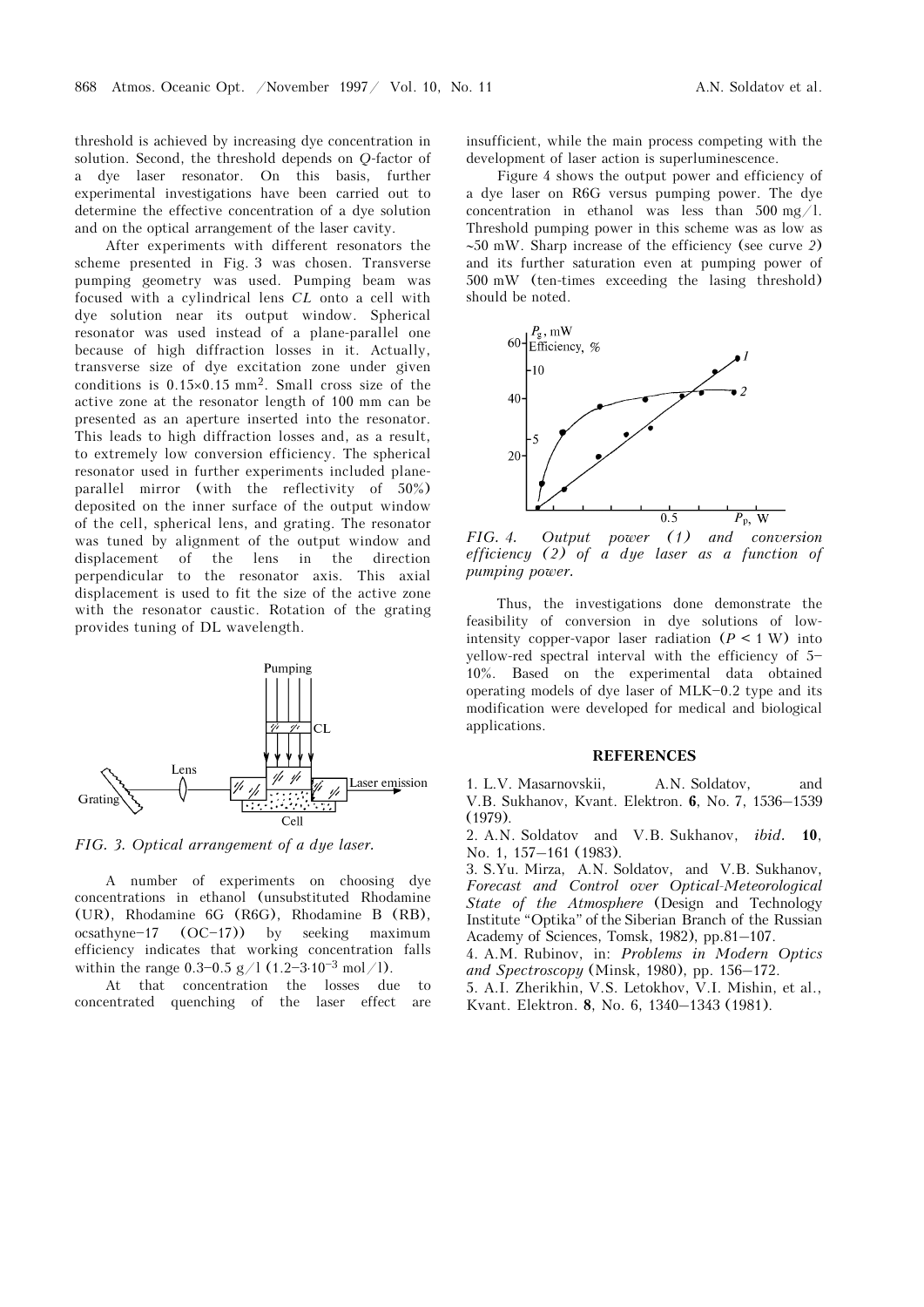threshold is achieved by increasing dye concentration in solution. Second, the threshold depends on $Q$-factor of a dye laser resonator. On this basis, further experimental investigations have been carried out to determine the effective concentration of a dye solution and on the optical arrangement of the laser cavity.

After experiments with different resonators the scheme presented in Fig. 3 was chosen. Transverse pumping geometry was used. Pumping beam was focused with a cylindrical lens *CL* onto a cell with dye solution near its output window. Spherical resonator was used instead of a plane-parallel one because of high diffraction losses in it. Actually, transverse size of dye excitation zone under given conditions is $0.15\times0.15$ mm$^2$. Small cross size of the active zone at the resonator length of 100 mm can be presented as an aperture inserted into the resonator. This leads to high diffraction losses and, as a result, to extremely low conversion efficiency. The spherical resonator used in further experiments included plane-parallel mirror (with the reflectivity of 50%) deposited on the inner surface of the output window of the cell, spherical lens, and grating. The resonator was tuned by alignment of the output window and displacement of the lens in the direction perpendicular to the resonator axis. This axial displacement is used to fit the size of the active zone with the resonator caustic. Rotation of the grating provides tuning of DL wavelength.

Pumping
CL
Lens
Laser emission
Grating
Cell

*FIG. 3. Optical arrangement of a dye laser.*

A number of experiments on choosing dye concentrations in ethanol (unsubstituted Rhodamine (UR), Rhodamine 6G (R6G), Rhodamine B (RB), ocsathyne–17 (OC–17)) by seeking maximum efficiency indicates that working concentration falls within the range 0.3–0.5 g/l ($1.2\text{–}3\cdot10^{-3}$ mol/l).

At that concentration the losses due to concentrated quenching of the laser effect are insufficient, while the main process competing with the development of laser action is superluminescence.

Figure 4 shows the output power and efficiency of a dye laser on R6G versus pumping power. The dye concentration in ethanol was less than 500 mg/l. Threshold pumping power in this scheme was as low as ~50 mW. Sharp increase of the efficiency (see curve *2*) and its further saturation even at pumping power of 500 mW (ten-times exceeding the lasing threshold) should be noted.

$P_g$, mW
Efficiency, %
60
40
20
10
5
0.5
$P_p$, W
1
2

*FIG. 4. Output power (1) and conversion efficiency (2) of a dye laser as a function of pumping power.*

Thus, the investigations done demonstrate the feasibility of conversion in dye solutions of low-intensity copper-vapor laser radiation ($P < 1$ W) into yellow-red spectral interval with the efficiency of 5–10%. Based on the experimental data obtained operating models of dye laser of MLK–0.2 type and its modification were developed for medical and biological applications.

## REFERENCES

1. L.V. Masarnovskii, A.N. Soldatov, and V.B. Sukhanov, Kvant. Elektron. **6**, No. 7, 1536–1539 (1979).
2. A.N. Soldatov and V.B. Sukhanov, *ibid.* **10**, No. 1, 157–161 (1983).
3. S.Yu. Mirza, A.N. Soldatov, and V.B. Sukhanov, *Forecast and Control over Optical-Meteorological State of the Atmosphere* (Design and Technology Institute "Optika" of the Siberian Branch of the Russian Academy of Sciences, Tomsk, 1982), pp.81–107.
4. A.M. Rubinov, in: *Problems in Modern Optics and Spectroscopy* (Minsk, 1980), pp. 156–172.
5. A.I. Zherikhin, V.S. Letokhov, V.I. Mishin, et al., Kvant. Elektron. **8**, No. 6, 1340–1343 (1981).